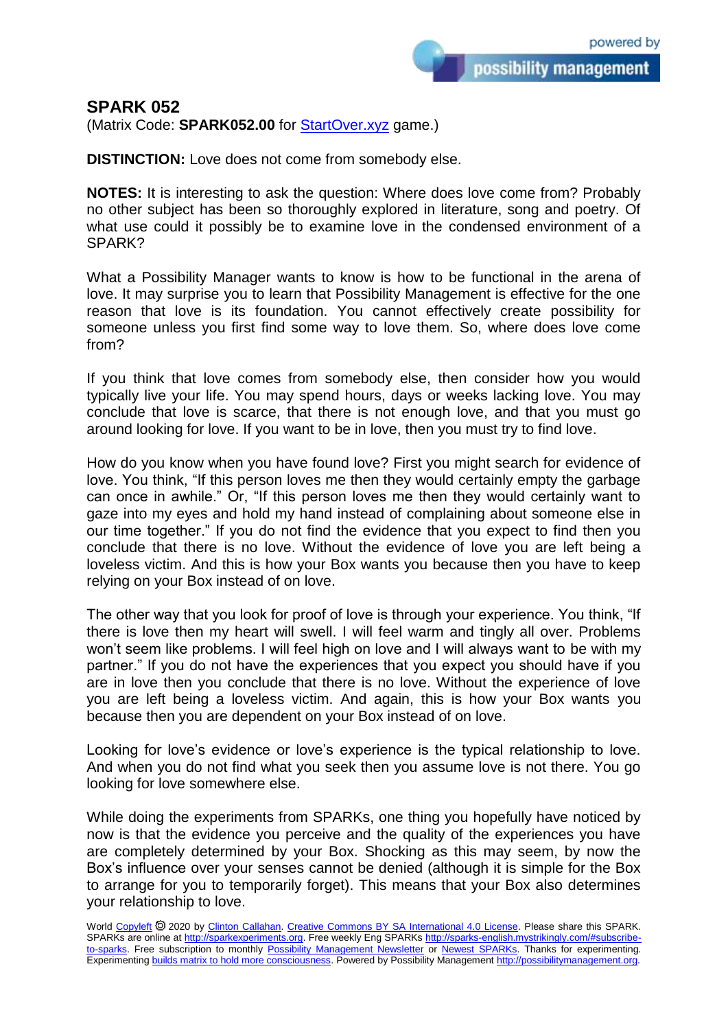# SPARK 052

(Matrix Code: **SPARK052.00** for StartOver.xyz game.)

**DISTINCTION:** Love does not come from somebody else.

**NOTES:** It is interesting to ask the question: Where does love come from? Probably no other subject has been so thoroughly explored in literature, song and poetry. Of what use could it possibly be to examine love in the condensed environment of a SPARK?

What a Possibility Manager wants to know is how to be functional in the arena of love. It may surprise you to learn that Possibility Management is effective for the one reason that love is its foundation. You cannot effectively create possibility for someone unless you first find some way to love them. So, where does love come from?

If you think that love comes from somebody else, then consider how you would typically live your life. You may spend hours, days or weeks lacking love. You may conclude that love is scarce, that there is not enough love, and that you must go around looking for love. If you want to be in love, then you must try to find love.

How do you know when you have found love? First you might search for evidence of love. You think, "If this person loves me then they would certainly empty the garbage can once in awhile." Or, "If this person loves me then they would certainly want to gaze into my eyes and hold my hand instead of complaining about someone else in our time together." If you do not find the evidence that you expect to find then you conclude that there is no love. Without the evidence of love you are left being a loveless victim. And this is how your Box wants you because then you have to keep relying on your Box instead of on love.

The other way that you look for proof of love is through your experience. You think, "If there is love then my heart will swell. I will feel warm and tingly all over. Problems won't seem like problems. I will feel high on love and I will always want to be with my partner." If you do not have the experiences that you expect you should have if you are in love then you conclude that there is no love. Without the experience of love you are left being a loveless victim. And again, this is how your Box wants you because then you are dependent on your Box instead of on love.

Looking for love's evidence or love's experience is the typical relationship to love. And when you do not find what you seek then you assume love is not there. You go looking for love somewhere else.

While doing the experiments from SPARKs, one thing you hopefully have noticed by now is that the evidence you perceive and the quality of the experiences you have are completely determined by your Box. Shocking as this may seem, by now the Box's influence over your senses cannot be denied (although it is simple for the Box to arrange for you to temporarily forget). This means that your Box also determines your relationship to love.

World Copyleft 🄯 2020 by Clinton Callahan. Creative Commons BY SA International 4.0 License. Please share this SPARK. SPARKs are online at http://sparkexperiments.org. Free weekly Eng SPARKs http://sparks-english.mystrikingly.com/#subscribe-to-sparks. Free subscription to monthly Possibility Management Newsletter or Newest SPARKs. Thanks for experimenting. Experimenting builds matrix to hold more consciousness. Powered by Possibility Management http://possibilitymanagement.org.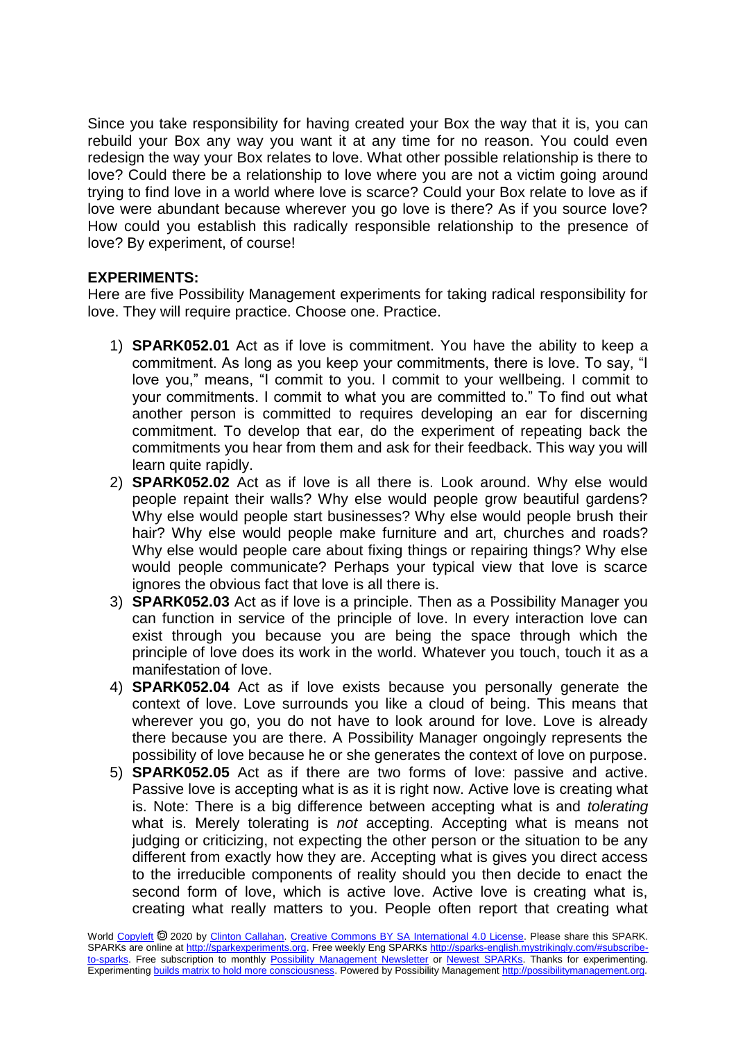Since you take responsibility for having created your Box the way that it is, you can rebuild your Box any way you want it at any time for no reason. You could even redesign the way your Box relates to love. What other possible relationship is there to love? Could there be a relationship to love where you are not a victim going around trying to find love in a world where love is scarce? Could your Box relate to love as if love were abundant because wherever you go love is there? As if you source love? How could you establish this radically responsible relationship to the presence of love? By experiment, of course!

**EXPERIMENTS:**
Here are five Possibility Management experiments for taking radical responsibility for love. They will require practice. Choose one. Practice.

1) **SPARK052.01** Act as if love is commitment. You have the ability to keep a commitment. As long as you keep your commitments, there is love. To say, "I love you," means, "I commit to you. I commit to your wellbeing. I commit to your commitments. I commit to what you are committed to." To find out what another person is committed to requires developing an ear for discerning commitment. To develop that ear, do the experiment of repeating back the commitments you hear from them and ask for their feedback. This way you will learn quite rapidly.
2) **SPARK052.02** Act as if love is all there is. Look around. Why else would people repaint their walls? Why else would people grow beautiful gardens? Why else would people start businesses? Why else would people brush their hair? Why else would people make furniture and art, churches and roads? Why else would people care about fixing things or repairing things? Why else would people communicate? Perhaps your typical view that love is scarce ignores the obvious fact that love is all there is.
3) **SPARK052.03** Act as if love is a principle. Then as a Possibility Manager you can function in service of the principle of love. In every interaction love can exist through you because you are being the space through which the principle of love does its work in the world. Whatever you touch, touch it as a manifestation of love.
4) **SPARK052.04** Act as if love exists because you personally generate the context of love. Love surrounds you like a cloud of being. This means that wherever you go, you do not have to look around for love. Love is already there because you are there. A Possibility Manager ongoingly represents the possibility of love because he or she generates the context of love on purpose.
5) **SPARK052.05** Act as if there are two forms of love: passive and active. Passive love is accepting what is as it is right now. Active love is creating what is. Note: There is a big difference between accepting what is and *tolerating* what is. Merely tolerating is *not* accepting. Accepting what is means not judging or criticizing, not expecting the other person or the situation to be any different from exactly how they are. Accepting what is gives you direct access to the irreducible components of reality should you then decide to enact the second form of love, which is active love. Active love is creating what is, creating what really matters to you. People often report that creating what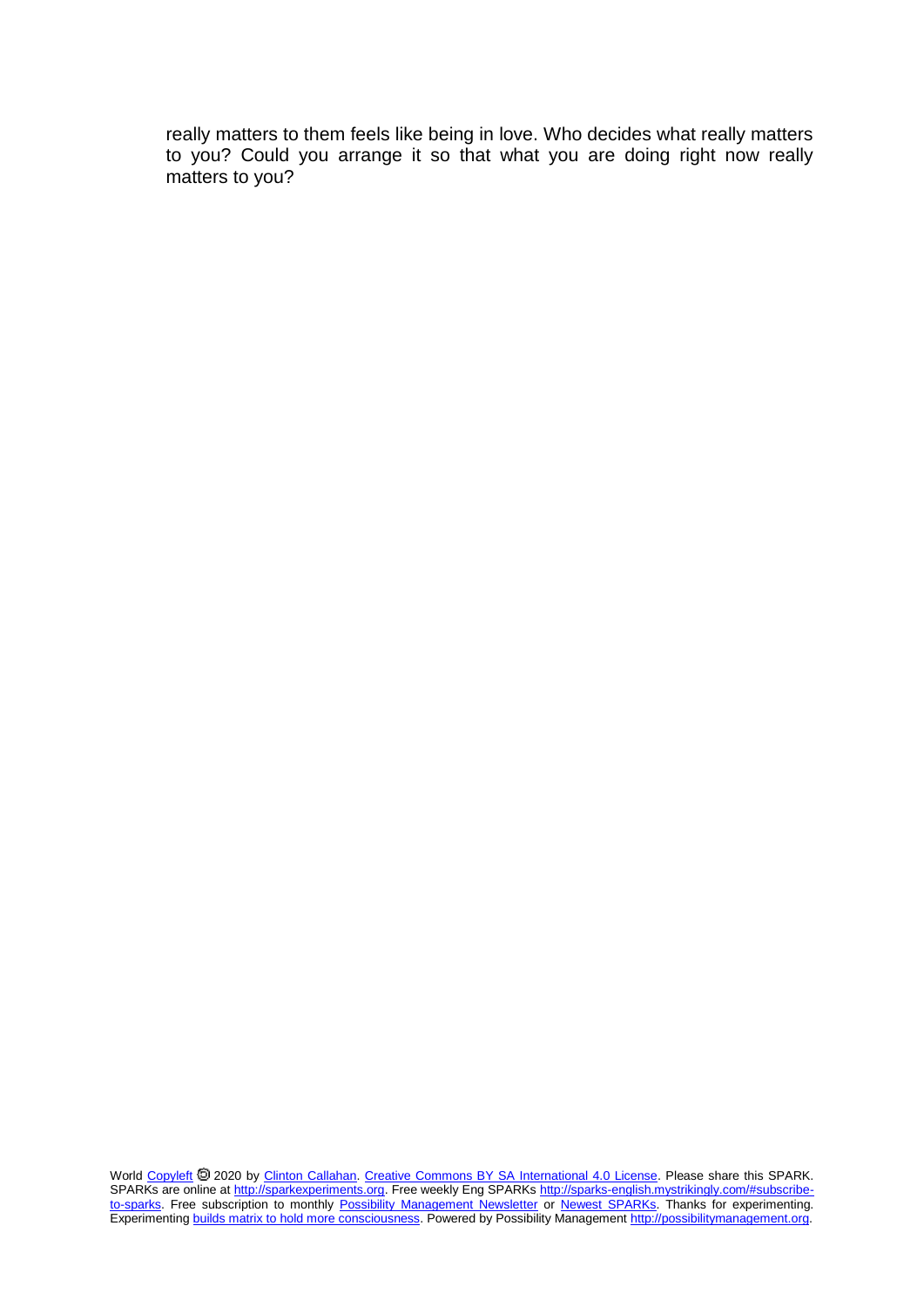really matters to them feels like being in love. Who decides what really matters to you? Could you arrange it so that what you are doing right now really matters to you?

World Copyleft 🄯 2020 by Clinton Callahan. Creative Commons BY SA International 4.0 License. Please share this SPARK. SPARKs are online at http://sparkexperiments.org. Free weekly Eng SPARKs http://sparks-english.mystrikingly.com/#subscribe-to-sparks. Free subscription to monthly Possibility Management Newsletter or Newest SPARKs. Thanks for experimenting. Experimenting builds matrix to hold more consciousness. Powered by Possibility Management http://possibilitymanagement.org.